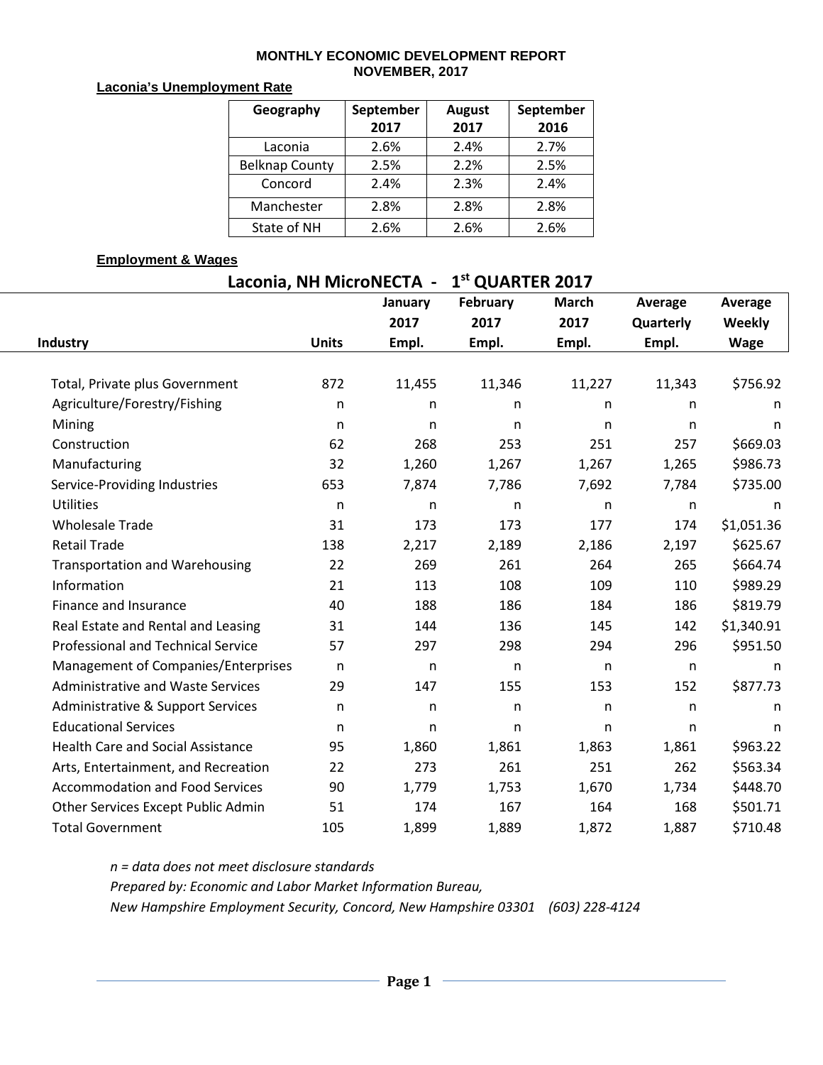# MONTHLY ECONOMIC DEVELOPMENT REPORT
## NOVEMBER, 2017

**Laconia's Unemployment Rate**

| Geography | September 2017 | August 2017 | September 2016 |
|---|---|---|---|
| Laconia | 2.6% | 2.4% | 2.7% |
| Belknap County | 2.5% | 2.2% | 2.5% |
| Concord | 2.4% | 2.3% | 2.4% |
| Manchester | 2.8% | 2.8% | 2.8% |
| State of NH | 2.6% | 2.6% | 2.6% |

**Employment & Wages**

### Laconia, NH MicroNECTA - 1st QUARTER 2017

| Industry | Units | January 2017 Empl. | February 2017 Empl. | March 2017 Empl. | Average Quarterly Empl. | Average Weekly Wage |
|---|---|---|---|---|---|---|
| Total, Private plus Government | 872 | 11,455 | 11,346 | 11,227 | 11,343 | $756.92 |
| Agriculture/Forestry/Fishing | n | n | n | n | n | n |
| Mining | n | n | n | n | n | n |
| Construction | 62 | 268 | 253 | 251 | 257 | $669.03 |
| Manufacturing | 32 | 1,260 | 1,267 | 1,267 | 1,265 | $986.73 |
| Service-Providing Industries | 653 | 7,874 | 7,786 | 7,692 | 7,784 | $735.00 |
| Utilities | n | n | n | n | n | n |
| Wholesale Trade | 31 | 173 | 173 | 177 | 174 | $1,051.36 |
| Retail Trade | 138 | 2,217 | 2,189 | 2,186 | 2,197 | $625.67 |
| Transportation and Warehousing | 22 | 269 | 261 | 264 | 265 | $664.74 |
| Information | 21 | 113 | 108 | 109 | 110 | $989.29 |
| Finance and Insurance | 40 | 188 | 186 | 184 | 186 | $819.79 |
| Real Estate and Rental and Leasing | 31 | 144 | 136 | 145 | 142 | $1,340.91 |
| Professional and Technical Service | 57 | 297 | 298 | 294 | 296 | $951.50 |
| Management of Companies/Enterprises | n | n | n | n | n | n |
| Administrative and Waste Services | 29 | 147 | 155 | 153 | 152 | $877.73 |
| Administrative & Support Services | n | n | n | n | n | n |
| Educational Services | n | n | n | n | n | n |
| Health Care and Social Assistance | 95 | 1,860 | 1,861 | 1,863 | 1,861 | $963.22 |
| Arts, Entertainment, and Recreation | 22 | 273 | 261 | 251 | 262 | $563.34 |
| Accommodation and Food Services | 90 | 1,779 | 1,753 | 1,670 | 1,734 | $448.70 |
| Other Services Except Public Admin | 51 | 174 | 167 | 164 | 168 | $501.71 |
| Total Government | 105 | 1,899 | 1,889 | 1,872 | 1,887 | $710.48 |

*n = data does not meet disclosure standards*

*Prepared by: Economic and Labor Market Information Bureau,*

*New Hampshire Employment Security, Concord, New Hampshire 03301 (603) 228-4124*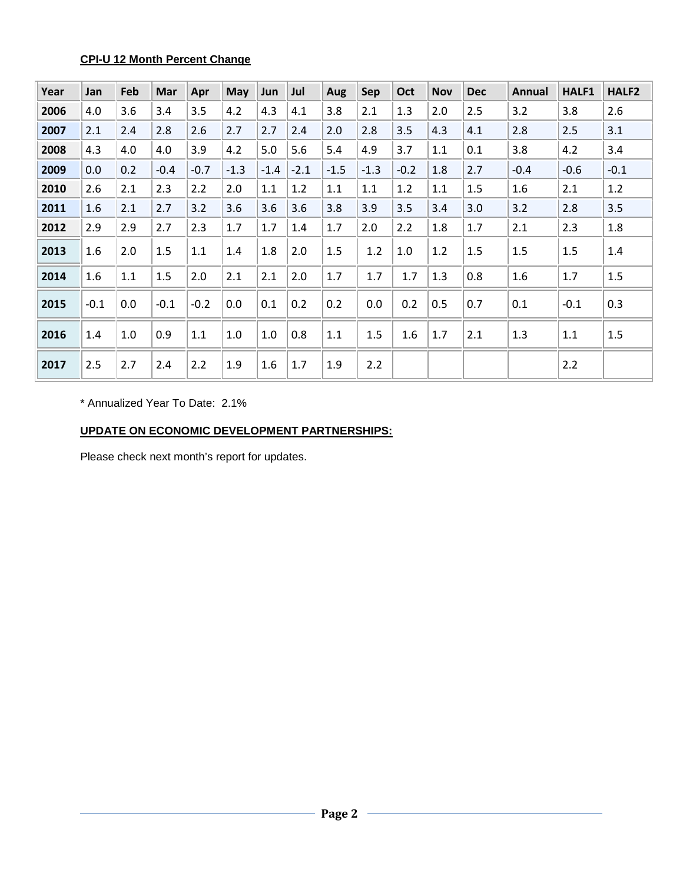**CPI-U 12 Month Percent Change**

| Year | Jan | Feb | Mar | Apr | May | Jun | Jul | Aug | Sep | Oct | Nov | Dec | Annual | HALF1 | HALF2 |
|---|---|---|---|---|---|---|---|---|---|---|---|---|---|---|---|
| 2006 | 4.0 | 3.6 | 3.4 | 3.5 | 4.2 | 4.3 | 4.1 | 3.8 | 2.1 | 1.3 | 2.0 | 2.5 | 3.2 | 3.8 | 2.6 |
| 2007 | 2.1 | 2.4 | 2.8 | 2.6 | 2.7 | 2.7 | 2.4 | 2.0 | 2.8 | 3.5 | 4.3 | 4.1 | 2.8 | 2.5 | 3.1 |
| 2008 | 4.3 | 4.0 | 4.0 | 3.9 | 4.2 | 5.0 | 5.6 | 5.4 | 4.9 | 3.7 | 1.1 | 0.1 | 3.8 | 4.2 | 3.4 |
| 2009 | 0.0 | 0.2 | -0.4 | -0.7 | -1.3 | -1.4 | -2.1 | -1.5 | -1.3 | -0.2 | 1.8 | 2.7 | -0.4 | -0.6 | -0.1 |
| 2010 | 2.6 | 2.1 | 2.3 | 2.2 | 2.0 | 1.1 | 1.2 | 1.1 | 1.1 | 1.2 | 1.1 | 1.5 | 1.6 | 2.1 | 1.2 |
| 2011 | 1.6 | 2.1 | 2.7 | 3.2 | 3.6 | 3.6 | 3.6 | 3.8 | 3.9 | 3.5 | 3.4 | 3.0 | 3.2 | 2.8 | 3.5 |
| 2012 | 2.9 | 2.9 | 2.7 | 2.3 | 1.7 | 1.7 | 1.4 | 1.7 | 2.0 | 2.2 | 1.8 | 1.7 | 2.1 | 2.3 | 1.8 |
| 2013 | 1.6 | 2.0 | 1.5 | 1.1 | 1.4 | 1.8 | 2.0 | 1.5 | 1.2 | 1.0 | 1.2 | 1.5 | 1.5 | 1.5 | 1.4 |
| 2014 | 1.6 | 1.1 | 1.5 | 2.0 | 2.1 | 2.1 | 2.0 | 1.7 | 1.7 | 1.7 | 1.3 | 0.8 | 1.6 | 1.7 | 1.5 |
| 2015 | -0.1 | 0.0 | -0.1 | -0.2 | 0.0 | 0.1 | 0.2 | 0.2 | 0.0 | 0.2 | 0.5 | 0.7 | 0.1 | -0.1 | 0.3 |
| 2016 | 1.4 | 1.0 | 0.9 | 1.1 | 1.0 | 1.0 | 0.8 | 1.1 | 1.5 | 1.6 | 1.7 | 2.1 | 1.3 | 1.1 | 1.5 |
| 2017 | 2.5 | 2.7 | 2.4 | 2.2 | 1.9 | 1.6 | 1.7 | 1.9 | 2.2 | | | | | 2.2 | |

\* Annualized Year To Date: 2.1%

**UPDATE ON ECONOMIC DEVELOPMENT PARTNERSHIPS:**

Please check next month's report for updates.